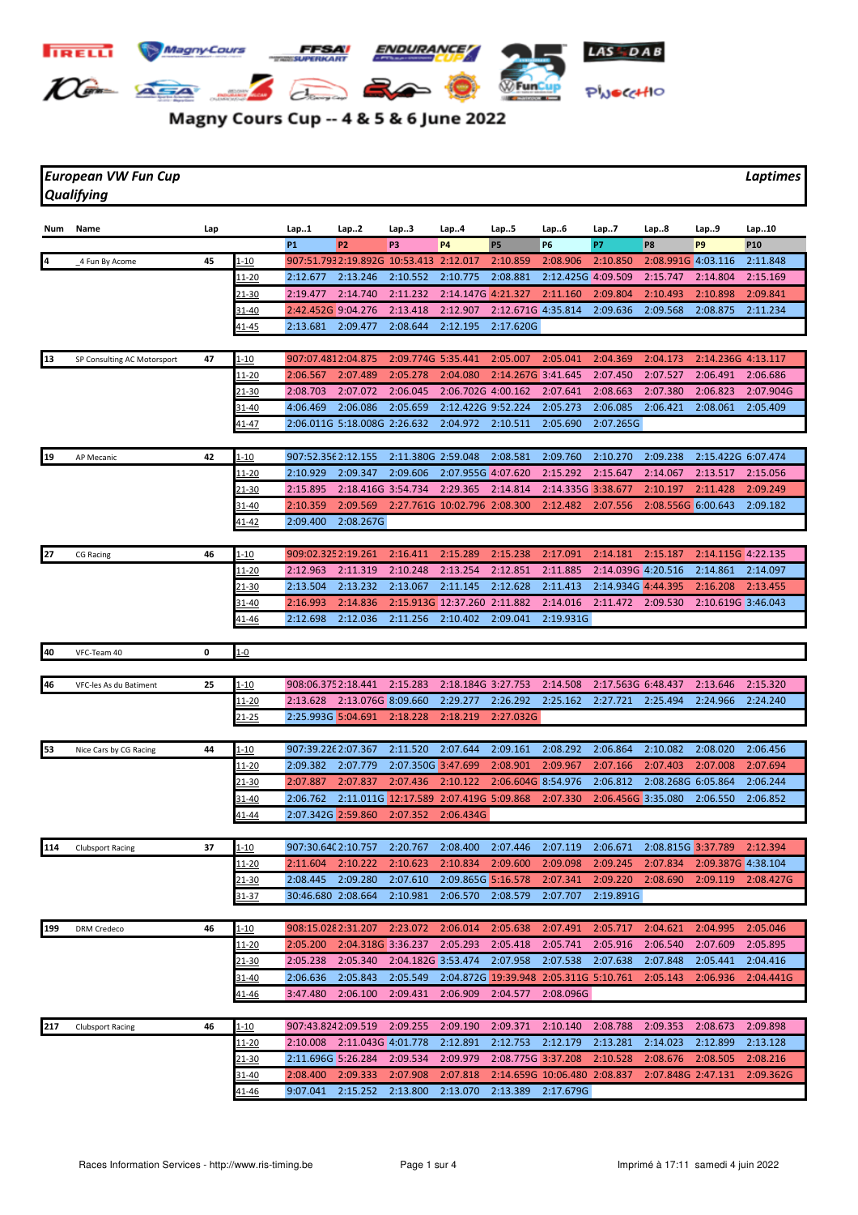# Magny Cours Cup -- 4 & 5 & 6 June 2022

## European VW Fun Cup
## Qualifying

*Laptimes*

| Num | Name | Lap | | Lap..1 | Lap..2 | Lap..3 | Lap..4 | Lap..5 | Lap..6 | Lap..7 | Lap..8 | Lap..9 | Lap..10 |
|---|---|---|---|---|---|---|---|---|---|---|---|---|---|
| | | | | P1 | P2 | P3 | P4 | P5 | P6 | P7 | P8 | P9 | P10 |
| 4 | _4 Fun By Acome | 45 | 1-10 | 907:51.793 | 2:19.892G | 10:53.413 | 2:12.017 | 2:10.859 | 2:08.906 | 2:10.850 | 2:08.991G | 4:03.116 | 2:11.848 |
| | | | 11-20 | 2:12.677 | 2:13.246 | 2:10.552 | 2:10.775 | 2:08.881 | 2:12.425G | 4:09.509 | 2:15.747 | 2:14.804 | 2:15.169 |
| | | | 21-30 | 2:19.477 | 2:14.740 | 2:11.232 | 2:14.147G | 4:21.327 | 2:11.160 | 2:09.804 | 2:10.493 | 2:10.898 | 2:09.841 |
| | | | 31-40 | 2:42.452G | 9:04.276 | 2:13.418 | 2:12.907 | 2:12.671G | 4:35.814 | 2:09.636 | 2:09.568 | 2:08.875 | 2:11.234 |
| | | | 41-45 | 2:13.681 | 2:09.477 | 2:08.644 | 2:12.195 | 2:17.620G | | | | | |
| 13 | SP Consulting AC Motorsport | 47 | 1-10 | 907:07.481 | 2:04.875 | 2:09.774G | 5:35.441 | 2:05.007 | 2:05.041 | 2:04.369 | 2:04.173 | 2:14.236G | 4:13.117 |
| | | | 11-20 | 2:06.567 | 2:07.489 | 2:05.278 | 2:04.080 | 2:14.267G | 3:41.645 | 2:07.450 | 2:07.527 | 2:06.491 | 2:06.686 |
| | | | 21-30 | 2:08.703 | 2:07.072 | 2:06.045 | 2:06.702G | 4:00.162 | 2:07.641 | 2:08.663 | 2:07.380 | 2:06.823 | 2:07.904G |
| | | | 31-40 | 4:06.469 | 2:06.086 | 2:05.659 | 2:12.422G | 9:52.224 | 2:05.273 | 2:06.085 | 2:06.421 | 2:08.061 | 2:05.409 |
| | | | 41-47 | 2:06.011G | 5:18.008G | 2:26.632 | 2:04.972 | 2:10.511 | 2:05.690 | 2:07.265G | | | |
| 19 | AP Mecanic | 42 | 1-10 | 907:52.356 | 2:12.155 | 2:11.380G | 2:59.048 | 2:08.581 | 2:09.760 | 2:10.270 | 2:09.238 | 2:15.422G | 6:07.474 |
| | | | 11-20 | 2:10.929 | 2:09.347 | 2:09.606 | 2:07.955G | 4:07.620 | 2:15.292 | 2:15.647 | 2:14.067 | 2:13.517 | 2:15.056 |
| | | | 21-30 | 2:15.895 | 2:18.416G | 3:54.734 | 2:29.365 | 2:14.814 | 2:14.335G | 3:38.677 | 2:10.197 | 2:11.428 | 2:09.249 |
| | | | 31-40 | 2:10.359 | 2:09.569 | 2:27.761G | 10:02.796 | 2:08.300 | 2:12.482 | 2:07.556 | 2:08.556G | 6:00.643 | 2:09.182 |
| | | | 41-42 | 2:09.400 | 2:08.267G | | | | | | | | |
| 27 | CG Racing | 46 | 1-10 | 909:02.325 | 2:19.261 | 2:16.411 | 2:15.289 | 2:15.238 | 2:17.091 | 2:14.181 | 2:15.187 | 2:14.115G | 4:22.135 |
| | | | 11-20 | 2:12.963 | 2:11.319 | 2:10.248 | 2:13.254 | 2:12.851 | 2:11.885 | 2:14.039G | 4:20.516 | 2:14.861 | 2:14.097 |
| | | | 21-30 | 2:13.504 | 2:13.232 | 2:13.067 | 2:11.145 | 2:12.628 | 2:11.413 | 2:14.934G | 4:44.395 | 2:16.208 | 2:13.455 |
| | | | 31-40 | 2:16.993 | 2:14.836 | 2:15.913G | 12:37.260 | 2:11.882 | 2:14.016 | 2:11.472 | 2:09.530 | 2:10.619G | 3:46.043 |
| | | | 41-46 | 2:12.698 | 2:12.036 | 2:11.256 | 2:10.402 | 2:09.041 | 2:19.931G | | | | |
| 40 | VFC-Team 40 | 0 | 1-0 | | | | | | | | | | |
| 46 | VFC-les As du Batiment | 25 | 1-10 | 908:06.375 | 2:18.441 | 2:15.283 | 2:18.184G | 3:27.753 | 2:14.508 | 2:17.563G | 6:48.437 | 2:13.646 | 2:15.320 |
| | | | 11-20 | 2:13.628 | 2:13.076G | 8:09.660 | 2:29.277 | 2:26.292 | 2:25.162 | 2:27.721 | 2:25.494 | 2:24.966 | 2:24.240 |
| | | | 21-25 | 2:25.993G | 5:04.691 | 2:18.228 | 2:18.219 | 2:27.032G | | | | | |
| 53 | Nice Cars by CG Racing | 44 | 1-10 | 907:39.226 | 2:07.367 | 2:11.520 | 2:07.644 | 2:09.161 | 2:08.292 | 2:06.864 | 2:10.082 | 2:08.020 | 2:06.456 |
| | | | 11-20 | 2:09.382 | 2:07.779 | 2:07.350G | 3:47.699 | 2:08.901 | 2:09.967 | 2:07.166 | 2:07.403 | 2:07.008 | 2:07.694 |
| | | | 21-30 | 2:07.887 | 2:07.837 | 2:07.436 | 2:10.122 | 2:06.604G | 8:54.976 | 2:06.812 | 2:08.268G | 6:05.864 | 2:06.244 |
| | | | 31-40 | 2:06.762 | 2:11.011G | 12:17.589 | 2:07.419G | 5:09.868 | 2:07.330 | 2:06.456G | 3:35.080 | 2:06.550 | 2:06.852 |
| | | | 41-44 | 2:07.342G | 2:59.860 | 2:07.352 | 2:06.434G | | | | | | |
| 114 | Clubsport Racing | 37 | 1-10 | 907:30.640 | 2:10.757 | 2:20.767 | 2:08.400 | 2:07.446 | 2:07.119 | 2:06.671 | 2:08.815G | 3:37.789 | 2:12.394 |
| | | | 11-20 | 2:11.604 | 2:10.222 | 2:10.623 | 2:10.834 | 2:09.600 | 2:09.098 | 2:09.245 | 2:07.834 | 2:09.387G | 4:38.104 |
| | | | 21-30 | 2:08.445 | 2:09.280 | 2:07.610 | 2:09.865G | 5:16.578 | 2:07.341 | 2:09.220 | 2:08.690 | 2:09.119 | 2:08.427G |
| | | | 31-37 | 30:46.680 | 2:08.664 | 2:10.981 | 2:06.570 | 2:08.579 | 2:07.707 | 2:19.891G | | | |
| 199 | DRM Credeco | 46 | 1-10 | 908:15.028 | 2:31.207 | 2:23.072 | 2:06.014 | 2:05.638 | 2:07.491 | 2:05.717 | 2:04.621 | 2:04.995 | 2:05.046 |
| | | | 11-20 | 2:05.200 | 2:04.318G | 3:36.237 | 2:05.293 | 2:05.418 | 2:05.741 | 2:05.916 | 2:06.540 | 2:07.609 | 2:05.895 |
| | | | 21-30 | 2:05.238 | 2:05.340 | 2:04.182G | 3:53.474 | 2:07.958 | 2:07.538 | 2:07.638 | 2:07.848 | 2:05.441 | 2:04.416 |
| | | | 31-40 | 2:06.636 | 2:05.843 | 2:05.549 | 2:04.872G | 19:39.948 | 2:05.311G | 5:10.761 | 2:05.143 | 2:06.936 | 2:04.441G |
| | | | 41-46 | 3:47.480 | 2:06.100 | 2:09.431 | 2:06.909 | 2:04.577 | 2:08.096G | | | | |
| 217 | Clubsport Racing | 46 | 1-10 | 907:43.824 | 2:09.519 | 2:09.255 | 2:09.190 | 2:09.371 | 2:10.140 | 2:08.788 | 2:09.353 | 2:08.673 | 2:09.898 |
| | | | 11-20 | 2:10.008 | 2:11.043G | 4:01.778 | 2:12.891 | 2:12.753 | 2:12.179 | 2:13.281 | 2:14.023 | 2:12.899 | 2:13.128 |
| | | | 21-30 | 2:11.696G | 5:26.284 | 2:09.534 | 2:09.979 | 2:08.775G | 3:37.208 | 2:10.528 | 2:08.676 | 2:08.505 | 2:08.216 |
| | | | 31-40 | 2:08.400 | 2:09.333 | 2:07.908 | 2:07.818 | 2:14.659G | 10:06.480 | 2:08.837 | 2:07.848G | 2:47.131 | 2:09.362G |
| | | | 41-46 | 9:07.041 | 2:15.252 | 2:13.800 | 2:13.070 | 2:13.389 | 2:17.679G | | | | |

Races Information Services - http://www.ris-timing.be

Imprimé à 17:11 samedi 4 juin 2022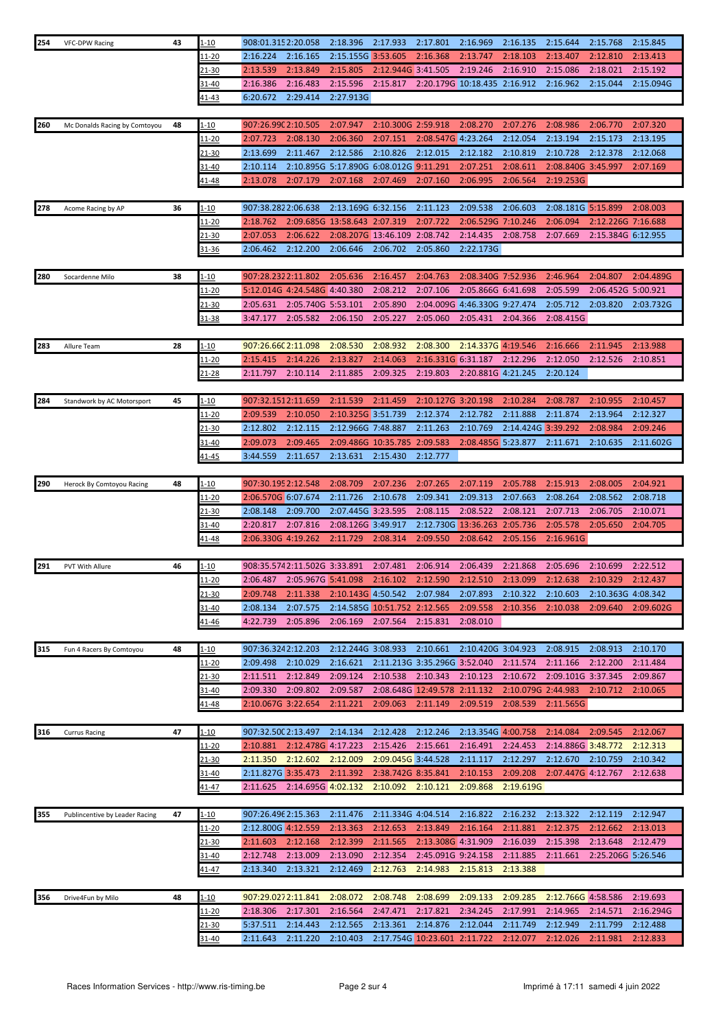| No. | Team | Laps | Range | 1 | 2 | 3 | 4 | 5 | 6 | 7 | 8 | 9 | 10 |
|---|---|---|---|---|---|---|---|---|---|---|---|---|---|
| 254 | VFC-DPW Racing | 43 | 1-10 | 908:01.315 | 2:20.058 | 2:18.396 | 2:17.933 | 2:17.801 | 2:16.969 | 2:16.135 | 2:15.644 | 2:15.768 | 2:15.845 |
| | | | 11-20 | 2:16.224 | 2:16.165 | 2:15.155G | 3:53.605 | 2:16.368 | 2:13.747 | 2:18.103 | 2:13.407 | 2:12.810 | 2:13.413 |
| | | | 21-30 | 2:13.539 | 2:13.849 | 2:15.805 | 2:12.944G | 3:41.505 | 2:19.246 | 2:16.910 | 2:15.086 | 2:18.021 | 2:15.192 |
| | | | 31-40 | 2:16.386 | 2:16.483 | 2:15.596 | 2:15.817 | 2:20.179G | 10:18.435 | 2:16.912 | 2:16.962 | 2:15.044 | 2:15.094G |
| | | | 41-43 | 6:20.672 | 2:29.414 | 2:27.913G | | | | | | | |
| 260 | Mc Donalds Racing by Comtoyou | 48 | 1-10 | 907:26.990 | 2:10.505 | 2:07.947 | 2:10.300G | 2:59.918 | 2:08.270 | 2:07.276 | 2:08.986 | 2:06.770 | 2:07.320 |
| | | | 11-20 | 2:07.723 | 2:08.130 | 2:06.360 | 2:07.151 | 2:08.547G | 4:23.264 | 2:12.054 | 2:13.194 | 2:15.173 | 2:13.195 |
| | | | 21-30 | 2:13.699 | 2:11.467 | 2:12.586 | 2:10.826 | 2:12.015 | 2:12.182 | 2:10.819 | 2:10.728 | 2:12.378 | 2:12.068 |
| | | | 31-40 | 2:10.114 | 2:10.895G | 5:17.890G | 6:08.012G | 9:11.291 | 2:07.251 | 2:08.611 | 2:08.840G | 3:45.997 | 2:07.169 |
| | | | 41-48 | 2:13.078 | 2:07.179 | 2:07.168 | 2:07.469 | 2:07.160 | 2:06.995 | 2:06.564 | 2:19.253G | | |
| 278 | Acome Racing by AP | 36 | 1-10 | 907:38.282 | 2:06.638 | 2:13.169G | 6:32.156 | 2:11.123 | 2:09.538 | 2:06.603 | 2:08.181G | 5:15.899 | 2:08.003 |
| | | | 11-20 | 2:18.762 | 2:09.685G | 13:58.643 | 2:07.319 | 2:07.722 | 2:06.529G | 7:10.246 | 2:06.094 | 2:12.226G | 7:16.688 |
| | | | 21-30 | 2:07.053 | 2:06.622 | 2:08.207G | 13:46.109 | 2:08.742 | 2:14.435 | 2:08.758 | 2:07.669 | 2:15.384G | 6:12.955 |
| | | | 31-36 | 2:06.462 | 2:12.200 | 2:06.646 | 2:06.702 | 2:05.860 | 2:22.173G | | | | |
| 280 | Socardenne Milo | 38 | 1-10 | 907:28.232 | 2:11.802 | 2:05.636 | 2:16.457 | 2:04.763 | 2:08.340G | 7:52.936 | 2:46.964 | 2:04.807 | 2:04.489G |
| | | | 11-20 | 5:12.014G | 4:24.548G | 4:40.380 | 2:08.212 | 2:07.106 | 2:05.866G | 6:41.698 | 2:05.599 | 2:06.452G | 5:00.921 |
| | | | 21-30 | 2:05.631 | 2:05.740G | 5:53.101 | 2:05.890 | 2:04.009G | 4:46.330G | 9:27.474 | 2:05.712 | 2:03.820 | 2:03.732G |
| | | | 31-38 | 3:47.177 | 2:05.582 | 2:06.150 | 2:05.227 | 2:05.060 | 2:05.431 | 2:04.366 | 2:08.415G | | |
| 283 | Allure Team | 28 | 1-10 | 907:26.660 | 2:11.098 | 2:08.530 | 2:08.932 | 2:08.300 | 2:14.337G | 4:19.546 | 2:16.666 | 2:11.945 | 2:13.988 |
| | | | 11-20 | 2:15.415 | 2:14.226 | 2:13.827 | 2:14.063 | 2:16.331G | 6:31.187 | 2:12.296 | 2:12.050 | 2:12.526 | 2:10.851 |
| | | | 21-28 | 2:11.797 | 2:10.114 | 2:11.885 | 2:09.325 | 2:19.803 | 2:20.881G | 4:21.245 | 2:20.124 | | |
| 284 | Standwork by AC Motorsport | 45 | 1-10 | 907:32.151 | 2:11.659 | 2:11.539 | 2:11.459 | 2:10.127G | 3:20.198 | 2:10.284 | 2:08.787 | 2:10.955 | 2:10.457 |
| | | | 11-20 | 2:09.539 | 2:10.050 | 2:10.325G | 3:51.739 | 2:12.374 | 2:12.782 | 2:11.888 | 2:11.874 | 2:13.964 | 2:12.327 |
| | | | 21-30 | 2:12.802 | 2:12.115 | 2:12.966G | 7:48.887 | 2:11.263 | 2:10.769 | 2:14.424G | 3:39.292 | 2:08.984 | 2:09.246 |
| | | | 31-40 | 2:09.073 | 2:09.465 | 2:09.486G | 10:35.785 | 2:09.583 | 2:08.485G | 5:23.877 | 2:11.671 | 2:10.635 | 2:11.602G |
| | | | 41-45 | 3:44.559 | 2:11.657 | 2:13.631 | 2:15.430 | 2:12.777 | | | | | |
| 290 | Herock By Comtoyou Racing | 48 | 1-10 | 907:30.195 | 2:12.548 | 2:08.709 | 2:07.236 | 2:07.265 | 2:07.119 | 2:05.788 | 2:15.913 | 2:08.005 | 2:04.921 |
| | | | 11-20 | 2:06.570G | 6:07.674 | 2:11.726 | 2:10.678 | 2:09.341 | 2:09.313 | 2:07.663 | 2:08.264 | 2:08.562 | 2:08.718 |
| | | | 21-30 | 2:08.148 | 2:09.700 | 2:07.445G | 3:23.595 | 2:08.115 | 2:08.522 | 2:08.121 | 2:07.713 | 2:06.705 | 2:10.071 |
| | | | 31-40 | 2:20.817 | 2:07.816 | 2:08.126G | 3:49.917 | 2:12.730G | 13:36.263 | 2:05.736 | 2:05.578 | 2:05.650 | 2:04.705 |
| | | | 41-48 | 2:06.330G | 4:19.262 | 2:11.729 | 2:08.314 | 2:09.550 | 2:08.642 | 2:05.156 | 2:16.961G | | |
| 291 | PVT With Allure | 46 | 1-10 | 908:35.574 | 2:11.502G | 3:33.891 | 2:07.481 | 2:06.914 | 2:06.439 | 2:21.868 | 2:05.696 | 2:10.699 | 2:22.512 |
| | | | 11-20 | 2:06.487 | 2:05.967G | 5:41.098 | 2:16.102 | 2:12.590 | 2:12.510 | 2:13.099 | 2:12.638 | 2:10.329 | 2:12.437 |
| | | | 21-30 | 2:09.748 | 2:11.338 | 2:10.143G | 4:50.542 | 2:07.984 | 2:07.893 | 2:10.322 | 2:10.603 | 2:10.363G | 4:08.342 |
| | | | 31-40 | 2:08.134 | 2:07.575 | 2:14.585G | 10:51.752 | 2:12.565 | 2:09.558 | 2:10.356 | 2:10.038 | 2:09.640 | 2:09.602G |
| | | | 41-46 | 4:22.739 | 2:05.896 | 2:06.169 | 2:07.564 | 2:15.831 | 2:08.010 | | | | |
| 315 | Fun 4 Racers By Comtoyou | 48 | 1-10 | 907:36.324 | 2:12.203 | 2:12.244G | 3:08.933 | 2:10.661 | 2:10.420G | 3:04.923 | 2:08.915 | 2:08.913 | 2:10.170 |
| | | | 11-20 | 2:09.498 | 2:10.029 | 2:16.621 | 2:11.213G | 3:35.296G | 3:52.040 | 2:11.574 | 2:11.166 | 2:12.200 | 2:11.484 |
| | | | 21-30 | 2:11.511 | 2:12.849 | 2:09.124 | 2:10.538 | 2:10.343 | 2:10.123 | 2:10.672 | 2:09.101G | 3:37.345 | 2:09.867 |
| | | | 31-40 | 2:09.330 | 2:09.802 | 2:09.587 | 2:08.648G | 12:49.578 | 2:11.132 | 2:10.079G | 2:44.983 | 2:10.712 | 2:10.065 |
| | | | 41-48 | 2:10.067G | 3:22.654 | 2:11.221 | 2:09.063 | 2:11.149 | 2:09.519 | 2:08.539 | 2:11.565G | | |
| 316 | Currus Racing | 47 | 1-10 | 907:32.500 | 2:13.497 | 2:14.134 | 2:12.428 | 2:12.246 | 2:13.354G | 4:00.758 | 2:14.084 | 2:09.545 | 2:12.067 |
| | | | 11-20 | 2:10.881 | 2:12.478G | 4:17.223 | 2:15.426 | 2:15.661 | 2:16.491 | 2:24.453 | 2:14.886G | 3:48.772 | 2:12.313 |
| | | | 21-30 | 2:11.350 | 2:12.602 | 2:12.009 | 2:09.045G | 3:44.528 | 2:11.117 | 2:12.297 | 2:12.670 | 2:10.759 | 2:10.342 |
| | | | 31-40 | 2:11.827G | 3:35.473 | 2:11.392 | 2:38.742G | 8:35.841 | 2:10.153 | 2:09.208 | 2:07.447G | 4:12.767 | 2:12.638 |
| | | | 41-47 | 2:11.625 | 2:14.695G | 4:02.132 | 2:10.092 | 2:10.121 | 2:09.868 | 2:19.619G | | | |
| 355 | Publincentive by Leader Racing | 47 | 1-10 | 907:26.496 | 2:15.363 | 2:11.476 | 2:11.334G | 4:04.514 | 2:16.822 | 2:16.232 | 2:13.322 | 2:12.119 | 2:12.947 |
| | | | 11-20 | 2:12.800G | 4:12.559 | 2:13.363 | 2:12.653 | 2:13.849 | 2:16.164 | 2:11.881 | 2:12.375 | 2:12.662 | 2:13.013 |
| | | | 21-30 | 2:11.603 | 2:12.168 | 2:12.399 | 2:11.565 | 2:13.308G | 4:31.909 | 2:16.039 | 2:15.398 | 2:13.648 | 2:12.479 |
| | | | 31-40 | 2:12.748 | 2:13.009 | 2:13.090 | 2:12.354 | 2:45.091G | 9:24.158 | 2:11.885 | 2:11.661 | 2:25.206G | 5:26.546 |
| | | | 41-47 | 2:13.340 | 2:13.321 | 2:12.469 | 2:12.763 | 2:14.983 | 2:15.813 | 2:13.388 | | | |
| 356 | Drive4Fun by Milo | 48 | 1-10 | 907:29.027 | 2:11.841 | 2:08.072 | 2:08.748 | 2:08.699 | 2:09.133 | 2:09.285 | 2:12.766G | 4:58.586 | 2:19.693 |
| | | | 11-20 | 2:18.306 | 2:17.301 | 2:16.564 | 2:47.471 | 2:17.821 | 2:34.245 | 2:17.991 | 2:14.965 | 2:14.571 | 2:16.294G |
| | | | 21-30 | 5:37.511 | 2:14.443 | 2:12.565 | 2:13.361 | 2:14.876 | 2:12.044 | 2:11.749 | 2:12.949 | 2:11.799 | 2:12.488 |
| | | | 31-40 | 2:11.643 | 2:11.220 | 2:10.403 | 2:17.754G | 10:23.601 | 2:11.722 | 2:12.077 | 2:12.026 | 2:11.981 | 2:12.833 |

Races Information Services - http://www.ris-timing.be

Imprimé à 17:11 samedi 4 juin 2022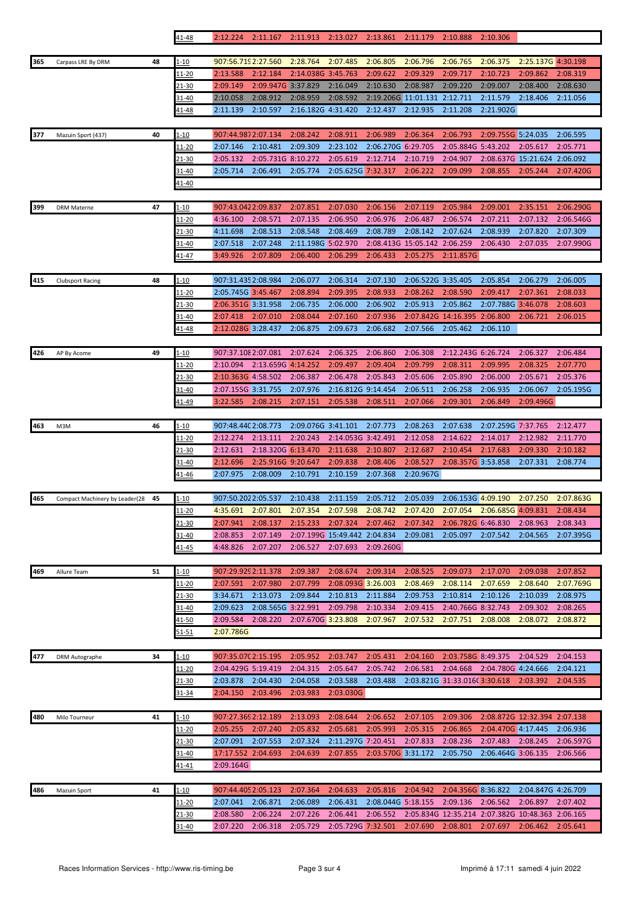| | | | | | | | | | | | | | |
|---|---|---|---|---|---|---|---|---|---|---|---|---|---|
| | | | 41-48 | 2:12.224 | 2:11.167 | 2:11.913 | 2:13.027 | 2:13.861 | 2:11.179 | 2:10.888 | 2:10.306 | | |
| 365 | Carpass LRE By DRM | 48 | 1-10 | 907:56.719 | 2:27.560 | 2:28.764 | 2:07.485 | 2:06.805 | 2:06.796 | 2:06.765 | 2:06.375 | 2:25.137G | 4:30.198 |
| | | | 11-20 | 2:13.588 | 2:12.184 | 2:14.038G | 3:45.763 | 2:09.622 | 2:09.329 | 2:09.717 | 2:10.723 | 2:09.862 | 2:08.319 |
| | | | 21-30 | 2:09.149 | 2:09.947G | 3:37.829 | 2:16.049 | 2:10.630 | 2:08.987 | 2:09.220 | 2:09.007 | 2:08.400 | 2:08.630 |
| | | | 31-40 | 2:10.058 | 2:08.912 | 2:08.959 | 2:08.592 | 2:19.206G | 11:01.131 | 2:12.711 | 2:11.579 | 2:18.406 | 2:11.056 |
| | | | 41-48 | 2:11.139 | 2:10.597 | 2:16.182G | 4:31.420 | 2:12.437 | 2:12.935 | 2:11.208 | 2:21.902G | | |
| 377 | Mazuin Sport (437) | 40 | 1-10 | 907:44.987 | 2:07.134 | 2:08.242 | 2:08.911 | 2:06.989 | 2:06.364 | 2:06.793 | 2:09.755G | 5:24.035 | 2:06.595 |
| | | | 11-20 | 2:07.146 | 2:10.481 | 2:09.309 | 2:23.102 | 2:06.270G | 6:29.705 | 2:05.884G | 5:43.202 | 2:05.617 | 2:05.771 |
| | | | 21-30 | 2:05.132 | 2:05.731G | 8:10.272 | 2:05.619 | 2:12.714 | 2:10.719 | 2:04.907 | 2:08.637G | 15:21.624 | 2:06.092 |
| | | | 31-40 | 2:05.714 | 2:06.491 | 2:05.774 | 2:05.625G | 7:32.317 | 2:06.222 | 2:09.099 | 2:08.855 | 2:05.244 | 2:07.420G |
| | | | 41-40 | | | | | | | | | | |
| 399 | DRM Materne | 47 | 1-10 | 907:43.042 | 2:09.837 | 2:07.851 | 2:07.030 | 2:06.156 | 2:07.119 | 2:05.984 | 2:09.001 | 2:35.151 | 2:06.290G |
| | | | 11-20 | 4:36.100 | 2:08.571 | 2:07.135 | 2:06.950 | 2:06.976 | 2:06.487 | 2:06.574 | 2:07.211 | 2:07.132 | 2:06.546G |
| | | | 21-30 | 4:11.698 | 2:08.513 | 2:08.548 | 2:08.469 | 2:08.789 | 2:08.142 | 2:07.624 | 2:08.939 | 2:07.820 | 2:07.309 |
| | | | 31-40 | 2:07.518 | 2:07.248 | 2:11.198G | 5:02.970 | 2:08.413G | 15:05.142 | 2:06.259 | 2:06.430 | 2:07.035 | 2:07.990G |
| | | | 41-47 | 3:49.926 | 2:07.809 | 2:06.400 | 2:06.299 | 2:06.433 | 2:05.275 | 2:11.857G | | | |
| 415 | Clubsport Racing | 48 | 1-10 | 907:31.435 | 2:08.984 | 2:06.077 | 2:06.314 | 2:07.130 | 2:06.522G | 3:35.405 | 2:05.854 | 2:06.279 | 2:06.005 |
| | | | 11-20 | 2:05.745G | 3:45.467 | 2:08.894 | 2:09.395 | 2:08.933 | 2:08.262 | 2:08.590 | 2:09.417 | 2:07.361 | 2:08.033 |
| | | | 21-30 | 2:06.351G | 3:31.958 | 2:06.735 | 2:06.000 | 2:06.902 | 2:05.913 | 2:05.862 | 2:07.788G | 3:46.078 | 2:08.603 |
| | | | 31-40 | 2:07.418 | 2:07.010 | 2:08.044 | 2:07.160 | 2:07.936 | 2:07.842G | 14:16.395 | 2:06.800 | 2:06.721 | 2:06.015 |
| | | | 41-48 | 2:12.028G | 3:28.437 | 2:06.875 | 2:09.673 | 2:06.682 | 2:07.566 | 2:05.462 | 2:06.110 | | |
| 426 | AP By Acome | 49 | 1-10 | 907:37.108 | 2:07.081 | 2:07.624 | 2:06.325 | 2:06.860 | 2:06.308 | 2:12.243G | 6:26.724 | 2:06.327 | 2:06.484 |
| | | | 11-20 | 2:10.094 | 2:13.659G | 4:14.252 | 2:09.497 | 2:09.404 | 2:09.799 | 2:08.311 | 2:09.995 | 2:08.325 | 2:07.770 |
| | | | 21-30 | 2:10.363G | 4:58.502 | 2:06.387 | 2:06.478 | 2:05.843 | 2:05.606 | 2:05.890 | 2:06.000 | 2:05.671 | 2:05.376 |
| | | | 31-40 | 2:07.155G | 3:31.755 | 2:07.976 | 2:16.812G | 9:14.454 | 2:06.511 | 2:06.258 | 2:06.935 | 2:06.067 | 2:05.195G |
| | | | 41-49 | 3:22.585 | 2:08.215 | 2:07.151 | 2:05.538 | 2:08.511 | 2:07.066 | 2:09.301 | 2:06.849 | 2:09.496G | |
| 463 | M3M | 46 | 1-10 | 907:48.440 | 2:08.773 | 2:09.076G | 3:41.101 | 2:07.773 | 2:08.263 | 2:07.638 | 2:07.259G | 7:37.765 | 2:12.477 |
| | | | 11-20 | 2:12.274 | 2:13.111 | 2:20.243 | 2:14.053G | 3:42.491 | 2:12.058 | 2:14.622 | 2:14.017 | 2:12.982 | 2:11.770 |
| | | | 21-30 | 2:12.631 | 2:18.320G | 6:13.470 | 2:11.638 | 2:10.807 | 2:12.687 | 2:10.454 | 2:17.683 | 2:09.330 | 2:10.182 |
| | | | 31-40 | 2:12.696 | 2:25.916G | 9:20.647 | 2:09.838 | 2:08.406 | 2:08.527 | 2:08.357G | 3:53.858 | 2:07.331 | 2:08.774 |
| | | | 41-46 | 2:07.975 | 2:08.009 | 2:10.791 | 2:10.159 | 2:07.368 | 2:20.967G | | | | |
| 465 | Compact Machinery by Leader(28 | 45 | 1-10 | 907:50.202 | 2:05.537 | 2:10.438 | 2:11.159 | 2:05.712 | 2:05.039 | 2:06.153G | 4:09.190 | 2:07.250 | 2:07.863G |
| | | | 11-20 | 4:35.691 | 2:07.801 | 2:07.354 | 2:07.598 | 2:08.742 | 2:07.420 | 2:07.054 | 2:06.685G | 4:09.831 | 2:08.434 |
| | | | 21-30 | 2:07.941 | 2:08.137 | 2:15.233 | 2:07.324 | 2:07.462 | 2:07.342 | 2:06.782G | 6:46.830 | 2:08.963 | 2:08.343 |
| | | | 31-40 | 2:08.853 | 2:07.149 | 2:07.199G | 15:49.442 | 2:04.834 | 2:09.081 | 2:05.097 | 2:07.542 | 2:04.565 | 2:07.395G |
| | | | 41-45 | 4:48.826 | 2:07.207 | 2:06.527 | 2:07.693 | 2:09.260G | | | | | |
| 469 | Allure Team | 51 | 1-10 | 907:29.929 | 2:11.378 | 2:09.387 | 2:08.674 | 2:09.314 | 2:08.525 | 2:09.073 | 2:17.070 | 2:09.038 | 2:07.852 |
| | | | 11-20 | 2:07.591 | 2:07.980 | 2:07.799 | 2:08.093G | 3:26.003 | 2:08.469 | 2:08.114 | 2:07.659 | 2:08.640 | 2:07.769G |
| | | | 21-30 | 3:34.671 | 2:13.073 | 2:09.844 | 2:10.813 | 2:11.884 | 2:09.753 | 2:10.814 | 2:10.126 | 2:10.039 | 2:08.975 |
| | | | 31-40 | 2:09.623 | 2:08.565G | 3:22.991 | 2:09.798 | 2:10.334 | 2:09.415 | 2:40.766G | 8:32.743 | 2:09.302 | 2:08.265 |
| | | | 41-50 | 2:09.584 | 2:08.220 | 2:07.670G | 3:23.808 | 2:07.967 | 2:07.532 | 2:07.751 | 2:08.008 | 2:08.072 | 2:08.872 |
| | | | 51-51 | 2:07.786G | | | | | | | | | |
| 477 | DRM Autographe | 34 | 1-10 | 907:35.070 | 2:15.195 | 2:05.952 | 2:03.747 | 2:05.431 | 2:04.160 | 2:03.758G | 8:49.375 | 2:04.529 | 2:04.153 |
| | | | 11-20 | 2:04.429G | 5:19.419 | 2:04.315 | 2:05.647 | 2:05.742 | 2:06.581 | 2:04.668 | 2:04.780G | 4:24.666 | 2:04.121 |
| | | | 21-30 | 2:03.878 | 2:04.430 | 2:04.058 | 2:03.588 | 2:03.488 | 2:03.821G | 31:33.016 | 3:30.618 | 2:03.392 | 2:04.535 |
| | | | 31-34 | 2:04.150 | 2:03.496 | 2:03.983 | 2:03.030G | | | | | | |
| 480 | Milo Tourneur | 41 | 1-10 | 907:27.369 | 2:12.189 | 2:13.093 | 2:08.644 | 2:06.652 | 2:07.105 | 2:09.306 | 2:08.872G | 12:32.394 | 2:07.138 |
| | | | 11-20 | 2:05.255 | 2:07.240 | 2:05.832 | 2:05.681 | 2:05.993 | 2:05.315 | 2:06.865 | 2:04.470G | 4:17.445 | 2:06.936 |
| | | | 21-30 | 2:07.091 | 2:07.553 | 2:07.324 | 2:11.297G | 7:20.451 | 2:07.833 | 2:08.236 | 2:07.483 | 2:08.245 | 2:06.597G |
| | | | 31-40 | 17:17.552 | 2:04.693 | 2:04.639 | 2:07.855 | 2:03.570G | 3:31.172 | 2:05.750 | 2:06.464G | 3:06.135 | 2:06.566 |
| | | | 41-41 | 2:09.164G | | | | | | | | | |
| 486 | Mazuin Sport | 41 | 1-10 | 907:44.405 | 2:05.123 | 2:07.364 | 2:04.633 | 2:05.816 | 2:04.942 | 2:04.356G | 8:36.822 | 2:04.847G | 4:26.709 |
| | | | 11-20 | 2:07.041 | 2:06.871 | 2:06.089 | 2:06.431 | 2:08.044G | 5:18.155 | 2:09.136 | 2:06.562 | 2:06.897 | 2:07.402 |
| | | | 21-30 | 2:08.580 | 2:06.224 | 2:07.226 | 2:06.441 | 2:06.552 | 2:05.834G | 12:35.214 | 2:07.382G | 10:48.363 | 2:06.165 |
| | | | 31-40 | 2:07.220 | 2:06.318 | 2:05.729 | 2:05.729G | 7:32.501 | 2:07.690 | 2:08.801 | 2:07.697 | 2:06.462 | 2:05.641 |

Races Information Services - http://www.ris-timing.be

Imprimé à 17:11 samedi 4 juin 2022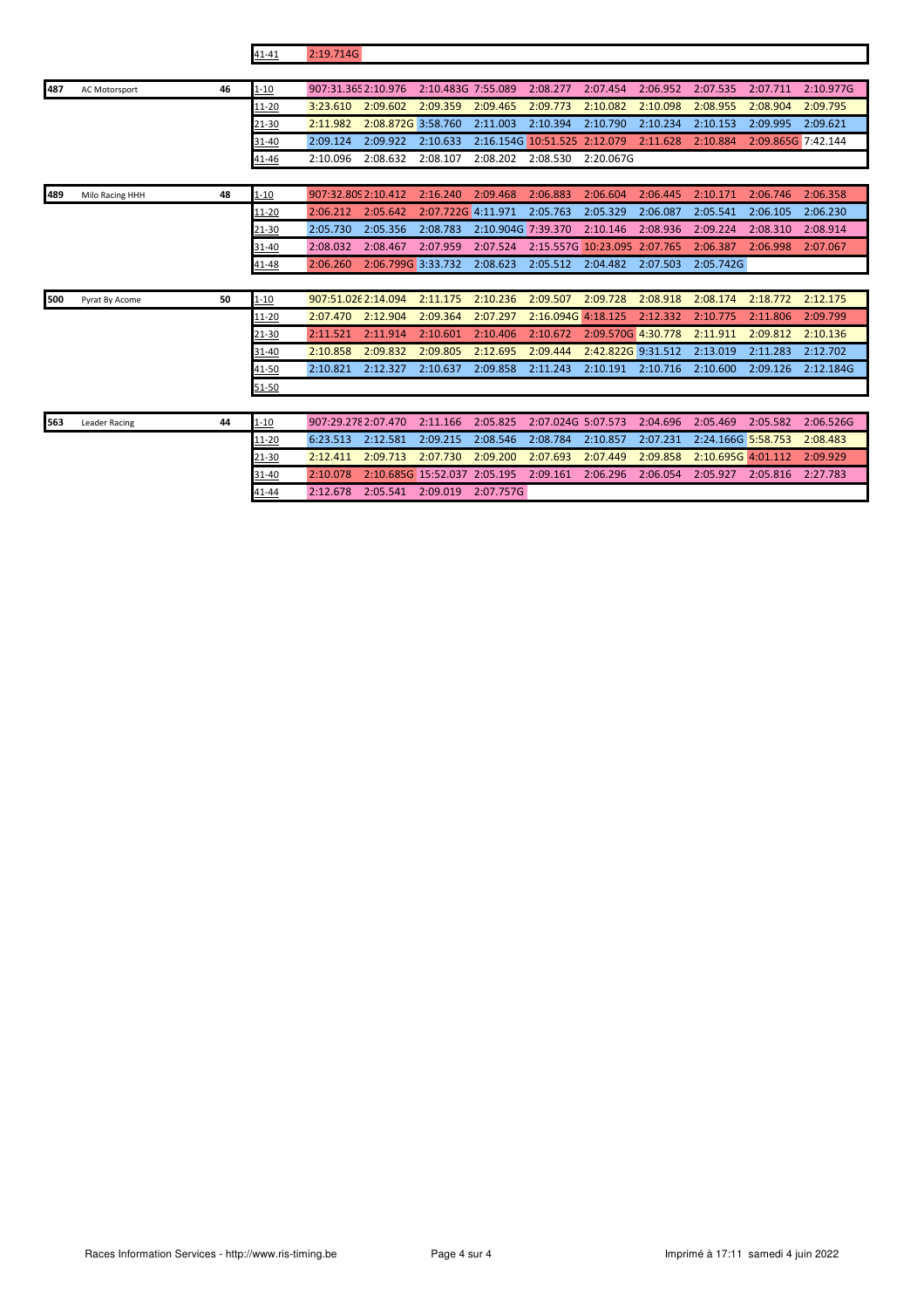| | | | | | | | | | | | | | | |
|---|---|---|---|---|---|---|---|---|---|---|---|---|---|---|
| | | | 41-41 | 2:19.714G | | | | | | | | | | |
| 487 | AC Motorsport | 46 | 1-10 | 907:31.365 | 2:10.976 | 2:10.483G | 7:55.089 | 2:08.277 | 2:07.454 | 2:06.952 | 2:07.535 | 2:07.711 | 2:10.977G | |
| | | | 11-20 | 3:23.610 | 2:09.602 | 2:09.359 | 2:09.465 | 2:09.773 | 2:10.082 | 2:10.098 | 2:08.955 | 2:08.904 | 2:09.795 | |
| | | | 21-30 | 2:11.982 | 2:08.872G | 3:58.760 | 2:11.003 | 2:10.394 | 2:10.790 | 2:10.234 | 2:10.153 | 2:09.995 | 2:09.621 | |
| | | | 31-40 | 2:09.124 | 2:09.922 | 2:10.633 | 2:16.154G | 10:51.525 | 2:12.079 | 2:11.628 | 2:10.884 | 2:09.865G | 7:42.144 | |
| | | | 41-46 | 2:10.096 | 2:08.632 | 2:08.107 | 2:08.202 | 2:08.530 | 2:20.067G | | | | | |
| 489 | Milo Racing HHH | 48 | 1-10 | 907:32.809 | 2:10.412 | 2:16.240 | 2:09.468 | 2:06.883 | 2:06.604 | 2:06.445 | 2:10.171 | 2:06.746 | 2:06.358 | |
| | | | 11-20 | 2:06.212 | 2:05.642 | 2:07.722G | 4:11.971 | 2:05.763 | 2:05.329 | 2:06.087 | 2:05.541 | 2:06.105 | 2:06.230 | |
| | | | 21-30 | 2:05.730 | 2:05.356 | 2:08.783 | 2:10.904G | 7:39.370 | 2:10.146 | 2:08.936 | 2:09.224 | 2:08.310 | 2:08.914 | |
| | | | 31-40 | 2:08.032 | 2:08.467 | 2:07.959 | 2:07.524 | 2:15.557G | 10:23.095 | 2:07.765 | 2:06.387 | 2:06.998 | 2:07.067 | |
| | | | 41-48 | 2:06.260 | 2:06.799G | 3:33.732 | 2:08.623 | 2:05.512 | 2:04.482 | 2:07.503 | 2:05.742G | | | |
| 500 | Pyrat By Acome | 50 | 1-10 | 907:51.026 | 2:14.094 | 2:11.175 | 2:10.236 | 2:09.507 | 2:09.728 | 2:08.918 | 2:08.174 | 2:18.772 | 2:12.175 | |
| | | | 11-20 | 2:07.470 | 2:12.904 | 2:09.364 | 2:07.297 | 2:16.094G | 4:18.125 | 2:12.332 | 2:10.775 | 2:11.806 | 2:09.799 | |
| | | | 21-30 | 2:11.521 | 2:11.914 | 2:10.601 | 2:10.406 | 2:10.672 | 2:09.570G | 4:30.778 | 2:11.911 | 2:09.812 | 2:10.136 | |
| | | | 31-40 | 2:10.858 | 2:09.832 | 2:09.805 | 2:12.695 | 2:09.444 | 2:42.822G | 9:31.512 | 2:13.019 | 2:11.283 | 2:12.702 | |
| | | | 41-50 | 2:10.821 | 2:12.327 | 2:10.637 | 2:09.858 | 2:11.243 | 2:10.191 | 2:10.716 | 2:10.600 | 2:09.126 | 2:12.184G | |
| | | | 51-50 | | | | | | | | | | | |
| 563 | Leader Racing | 44 | 1-10 | 907:29.278 | 2:07.470 | 2:11.166 | 2:05.825 | 2:07.024G | 5:07.573 | 2:04.696 | 2:05.469 | 2:05.582 | 2:06.526G | |
| | | | 11-20 | 6:23.513 | 2:12.581 | 2:09.215 | 2:08.546 | 2:08.784 | 2:10.857 | 2:07.231 | 2:24.166G | 5:58.753 | 2:08.483 | |
| | | | 21-30 | 2:12.411 | 2:09.713 | 2:07.730 | 2:09.200 | 2:07.693 | 2:07.449 | 2:09.858 | 2:10.695G | 4:01.112 | 2:09.929 | |
| | | | 31-40 | 2:10.078 | 2:10.685G | 15:52.037 | 2:05.195 | 2:09.161 | 2:06.296 | 2:06.054 | 2:05.927 | 2:05.816 | 2:27.783 | |
| | | | 41-44 | 2:12.678 | 2:05.541 | 2:09.019 | 2:07.757G | | | | | | | |

Races Information Services - http://www.ris-timing.be

Imprimé à 17:11 samedi 4 juin 2022